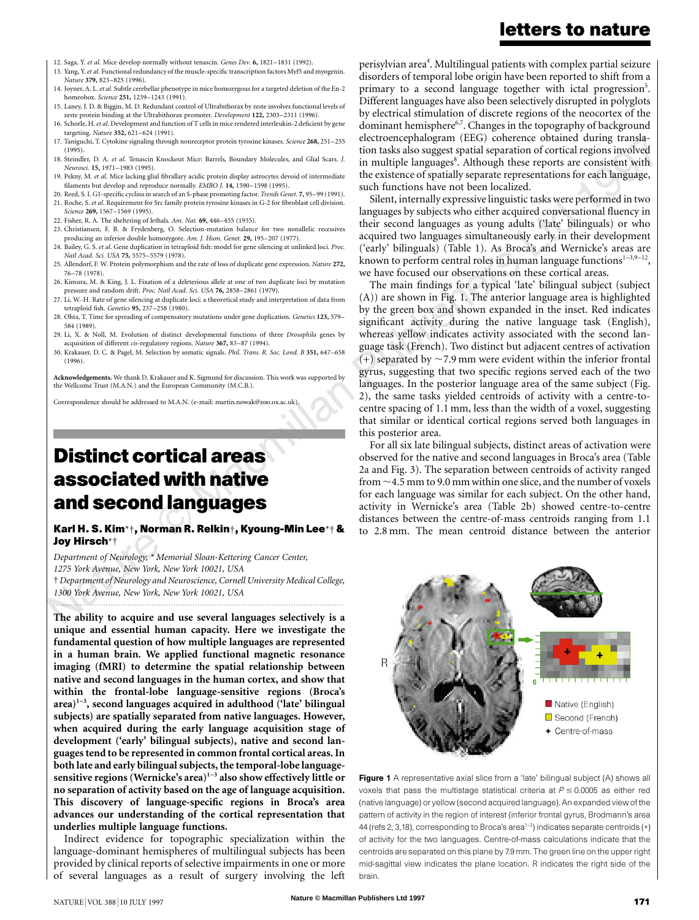12. Saga, Y. *et al.* Mice develop normally without tenascin. *Genes Dev.* **6,** 1821–1831 (1992).
13. Yang, Y. *et al.* Functional redundancy of the muscle-specific transcription factors Myf5 and myogenin. *Nature* **379,** 823–825 (1996).
14. Joyner, A. L. *et al.* Subtle cerebellar phenotype in mice homozygous for a targeted deletion of the En-2 homeobox. *Science* **251,** 1239–1243 (1991).
15. Laney, J. D. & Biggin, M. D. Redundant control of Ultrabithorax by zeste involves functional levels of zeste protein binding at the Ultrabithorax promoter. *Development* **122,** 2303–2311 (1996).
16. Schorle, H. *et al.* Development and function of T cells in mice rendered interleukin-2 deficient by gene targeting. *Nature* **352,** 621–624 (1991).
17. Taniguchi, T. Cytokine signaling through nonreceptor protein tyrosine kinases. *Science* **268,** 251–255 (1995).
18. Steindler, D. A. *et al.* Tenascin Knockout Mice: Barrels, Boundary Molecules, and Glial Scars. *J. Neurosci.* **15,** 1971–1983 (1995).
19. Pekny, M. *et al.* Mice lacking glial fibrallary acidic protein display astrocytes devoid of intermediate filaments but develop and reproduce normally. *EMBO J.* **14,** 1590–1598 (1995).
20. Reed, S. I. G1-specific cyclins in search of an S-phase promoting factor. *Trends Genet.* **7,** 95–99 (1991).
21. Roche, S. *et al.* Requirement for Src family protein tyrosine kinases in G-2 for fibroblast cell division. *Science* **269,** 1567–1569 (1995).
22. Fisher, R. A. The sheltering of lethals. *Am. Nat.* **69,** 446–455 (1935).
23. Christiansen, F. B. & Frydenberg, O. Selection-mutation balance for two nonallelic recessives producing an inferior double homozygote. *Am. J. Hum. Genet.* **29,** 195–207 (1977).
24. Bailey, G. S. *et al.* Gene duplication in tetraploid fish: model for gene silencing at unlinked loci. *Proc. Natl Acad. Sci. USA* **75,** 5575–5579 (1978).
25. Allendorf, F. W. Protein polymorphism and the rate of loss of duplicate gene expression. *Nature* **272,** 76–78 (1978).
26. Kimura, M. & King, J. L. Fixation of a deleterious allele at one of two duplicate loci by mutation pressure and random drift. *Proc. Natl Acad. Sci. USA* **76,** 2858–2861 (1979).
27. Li, W.-H. Rate of gene silencing at duplicate loci: a theoretical study and interpretation of data from tetraploid fish. *Genetics* **95,** 237–258 (1980).
28. Ohta, T. Time for spreading of compensatory mutations under gene duplication. *Genetics* **123,** 579–584 (1989).
29. Li, X. & Noll, M. Evolution of distinct developmental functions of three *Drosophila* genes by acquisition of different *cis*-regulatory regions. *Nature* **367,** 83–87 (1994).
30. Krakauer, D. C. & Pagel, M. Selection by somatic signals. *Phil. Trans. R. Soc. Lond. B* **351,** 647–658 (1996).

**Acknowledgements.** We thank D. Krakauer and K. Sigmund for discussion. This work was supported by the Wellcome Trust (M.A.N.) and the European Community (M.C.B.).

Correspondence should be addressed to M.A.N. (e-mail: martin.nowak@zoo.ox.ac.uk).

# Distinct cortical areas associated with native and second languages

**Karl H. S. Kim\*†, Norman R. Relkin†, Kyoung-Min Lee\*† & Joy Hirsch\*†**

*Department of Neurology, \* Memorial Sloan-Kettering Cancer Center, 1275 York Avenue, New York, New York 10021, USA*
*† Department of Neurology and Neuroscience, Cornell University Medical College, 1300 York Avenue, New York, New York 10021, USA*

**The ability to acquire and use several languages selectively is a unique and essential human capacity. Here we investigate the fundamental question of how multiple languages are represented in a human brain. We applied functional magnetic resonance imaging (fMRI) to determine the spatial relationship between native and second languages in the human cortex, and show that within the frontal-lobe language-sensitive regions (Broca's area)[1–3], second languages acquired in adulthood ('late' bilingual subjects) are spatially separated from native languages. However, when acquired during the early language acquisition stage of development ('early' bilingual subjects), native and second languages tend to be represented in common frontal cortical areas. In both late and early bilingual subjects, the temporal-lobe language-sensitive regions (Wernicke's area)[1–3] also show effectively little or no separation of activity based on the age of language acquisition. This discovery of language-specific regions in Broca's area advances our understanding of the cortical representation that underlies multiple language functions.**

Indirect evidence for topographic specialization within the language-dominant hemispheres of multilingual subjects has been provided by clinical reports of selective impairments in one or more of several languages as a result of surgery involving the left perisylvian area[4]. Multilingual patients with complex partial seizure disorders of temporal lobe origin have been reported to shift from a primary to a second language together with ictal progression[5]. Different languages have also been selectively disrupted in polyglots by electrical stimulation of discrete regions of the neocortex of the dominant hemisphere[6,7]. Changes in the topography of background electroencephalogram (EEG) coherence obtained during translation tasks also suggest spatial separation of cortical regions involved in multiple languages[8]. Although these reports are consistent with the existence of spatially separate representations for each language, such functions have not been localized.

Silent, internally expressive linguistic tasks were performed in two languages by subjects who either acquired conversational fluency in their second languages as young adults ('late' bilinguals) or who acquired two languages simultaneously early in their development ('early' bilinguals) (Table 1). As Broca's and Wernicke's areas are known to perform central roles in human language functions[1–3,9–12], we have focused our observations on these cortical areas.

The main findings for a typical 'late' bilingual subject (subject (A)) are shown in Fig. 1. The anterior language area is highlighted by the green box and shown expanded in the inset. Red indicates significant activity during the native language task (English), whereas yellow indicates activity associated with the second language task (French). Two distinct but adjacent centres of activation (+) separated by ~7.9 mm were evident within the inferior frontal gyrus, suggesting that two specific regions served each of the two languages. In the posterior language area of the same subject (Fig. 2), the same tasks yielded centroids of activity with a centre-to-centre spacing of 1.1 mm, less than the width of a voxel, suggesting that similar or identical cortical regions served both languages in this posterior area.

For all six late bilingual subjects, distinct areas of activation were observed for the native and second languages in Broca's area (Table 2a and Fig. 3). The separation between centroids of activity ranged from ~4.5 mm to 9.0 mm within one slice, and the number of voxels for each language was similar for each subject. On the other hand, activity in Wernicke's area (Table 2b) showed centre-to-centre distances between the centre-of-mass centroids ranging from 1.1 to 2.8 mm. The mean centroid distance between the anterior

**Figure 1** A representative axial slice from a 'late' bilingual subject (A) shows all voxels that pass the multistage statistical criteria at $P \leq 0.0005$ as either red (native language) or yellow (second acquired language). An expanded view of the pattern of activity in the region of interest (inferior frontal gyrus, Brodmann's area 44 (refs 2, 3, 18), corresponding to Broca's area[1–3]) indicates separate centroids (+) of activity for the two languages. Centre-of-mass calculations indicate that the centroids are separated on this plane by 7.9 mm. The green line on the upper right mid-sagittal view indicates the plane location. R indicates the right side of the brain.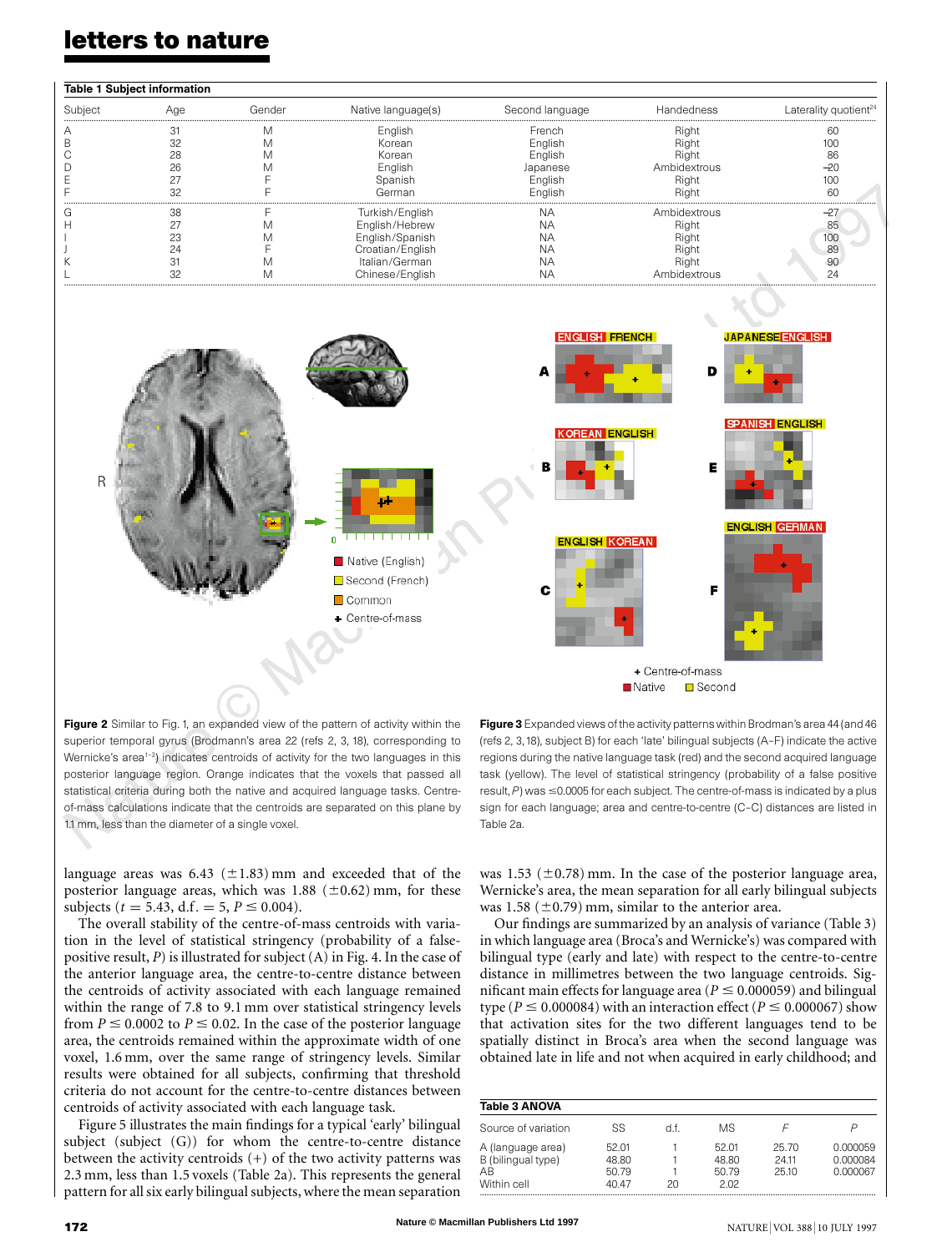**Table 1 Subject information**

| Subject | Age | Gender | Native language(s) | Second language | Handedness | Laterality quotient[24] |
|---|---|---|---|---|---|---|
| A | 31 | M | English | French | Right | 60 |
| B | 32 | M | Korean | English | Right | 100 |
| C | 28 | M | Korean | English | Right | 86 |
| D | 26 | M | English | Japanese | Ambidextrous | –20 |
| E | 27 | F | Spanish | English | Right | 100 |
| F | 32 | F | German | English | Right | 60 |
| G | 38 | F | Turkish/English | NA | Ambidextrous | –27 |
| H | 27 | M | English/Hebrew | NA | Right | 85 |
| I | 23 | M | English/Spanish | NA | Right | 100 |
| J | 24 | F | Croatian/English | NA | Right | 89 |
| K | 31 | M | Italian/German | NA | Right | 90 |
| L | 32 | M | Chinese/English | NA | Ambidextrous | 24 |

**Figure 2** Similar to Fig. 1, an expanded view of the pattern of activity within the superior temporal gyrus (Brodmann's area 22 (refs 2, 3, 18), corresponding to Wernicke's area[1–3]) indicates centroids of activity for the two languages in this posterior language region. Orange indicates that the voxels that passed all statistical criteria during both the native and acquired language tasks. Centre-of-mass calculations indicate that the centroids are separated on this plane by 1.1 mm, less than the diameter of a single voxel.

**Figure 3** Expanded views of the activity patterns within Brodman's area 44 (and 46 (refs 2, 3, 18), subject B) for each 'late' bilingual subjects (A–F) indicate the active regions during the native language task (red) and the second acquired language task (yellow). The level of statistical stringency (probability of a false positive result, $P$) was $\leq$0.0005 for each subject. The centre-of-mass is indicated by a plus sign for each language; area and centre-to-centre (C–C) distances are listed in Table 2a.

language areas was 6.43 ($\pm$1.83) mm and exceeded that of the posterior language areas, which was 1.88 ($\pm$0.62) mm, for these subjects ($t = 5.43$, d.f. $= 5$, $P \leq 0.004$).

The overall stability of the centre-of-mass centroids with variation in the level of statistical stringency (probability of a false-positive result, $P$) is illustrated for subject (A) in Fig. 4. In the case of the anterior language area, the centre-to-centre distance between the centroids of activity associated with each language remained within the range of 7.8 to 9.1 mm over statistical stringency levels from $P \leq 0.0002$ to $P \leq 0.02$. In the case of the posterior language area, the centroids remained within the approximate width of one voxel, 1.6 mm, over the same range of stringency levels. Similar results were obtained for all subjects, confirming that threshold criteria do not account for the centre-to-centre distances between centroids of activity associated with each language task.

Figure 5 illustrates the main findings for a typical 'early' bilingual subject (subject (G)) for whom the centre-to-centre distance between the activity centroids (+) of the two activity patterns was 2.3 mm, less than 1.5 voxels (Table 2a). This represents the general pattern for all six early bilingual subjects, where the mean separation was 1.53 ($\pm$0.78) mm. In the case of the posterior language area, Wernicke's area, the mean separation for all early bilingual subjects was 1.58 ($\pm$0.79) mm, similar to the anterior area.

Our findings are summarized by an analysis of variance (Table 3) in which language area (Broca's and Wernicke's) was compared with bilingual type (early and late) with respect to the centre-to-centre distance in millimetres between the two language centroids. Significant main effects for language area ($P \leq 0.000059$) and bilingual type ($P \leq 0.000084$) with an interaction effect ($P \leq 0.000067$) show that activation sites for the two different languages tend to be spatially distinct in Broca's area when the second language was obtained late in life and not when acquired in early childhood; and

**Table 3 ANOVA**

| Source of variation | SS | d.f. | MS | $F$ | $P$ |
|---|---|---|---|---|---|
| A (language area) | 52.01 | 1 | 52.01 | 25.70 | 0.000059 |
| B (bilingual type) | 48.80 | 1 | 48.80 | 24.11 | 0.000084 |
| AB | 50.79 | 1 | 50.79 | 25.10 | 0.000067 |
| Within cell | 40.47 | 20 | 2.02 | | |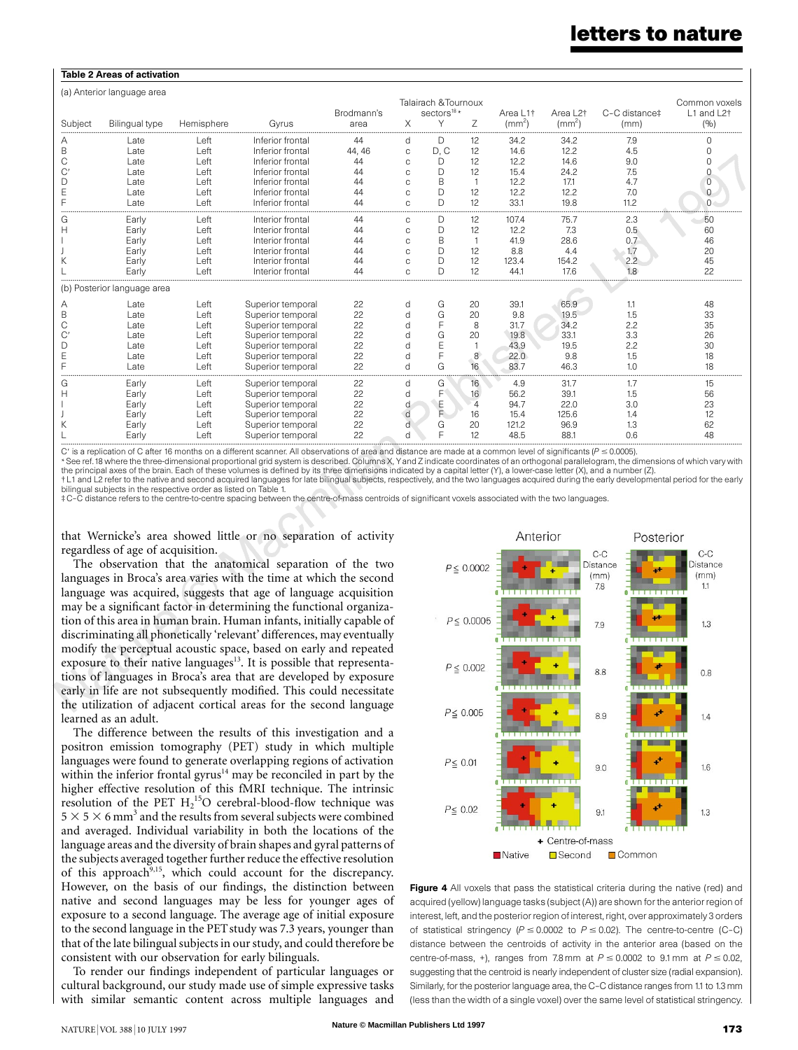## Table 2 Areas of activation

(a) Anterior language area

| Subject | Bilingual type | Hemisphere | Gyrus | Brodmann's area | Talairach & Tournoux sectors[18] * X | Y | Z | Area L1† (mm$^2$) | Area L2† (mm$^2$) | C–C distance‡ (mm) | Common voxels L1 and L2† (%) |
|---|---|---|---|---|---|---|---|---|---|---|---|
| A | Late | Left | Inferior frontal | 44 | d | D | 12 | 34.2 | 34.2 | 7.9 | 0 |
| B | Late | Left | Inferior frontal | 44, 46 | c | D, C | 12 | 14.6 | 12.2 | 4.5 | 0 |
| C | Late | Left | Inferior frontal | 44 | c | D | 12 | 12.2 | 14.6 | 9.0 | 0 |
| C′ | Late | Left | Inferior frontal | 44 | c | D | 12 | 15.4 | 24.2 | 7.5 | 0 |
| D | Late | Left | Inferior frontal | 44 | c | B | 1 | 12.2 | 17.1 | 4.7 | 0 |
| E | Late | Left | Inferior frontal | 44 | c | D | 12 | 12.2 | 12.2 | 7.0 | 0 |
| F | Late | Left | Inferior frontal | 44 | c | D | 12 | 33.1 | 19.8 | 11.2 | 0 |
| G | Early | Left | Inferior frontal | 44 | c | D | 12 | 107.4 | 75.7 | 2.3 | 50 |
| H | Early | Left | Inferior frontal | 44 | c | D | 12 | 12.2 | 7.3 | 0.5 | 60 |
| I | Early | Left | Inferior frontal | 44 | c | B | 1 | 41.9 | 28.6 | 0.7 | 46 |
| J | Early | Left | Inferior frontal | 44 | c | D | 12 | 8.8 | 4.4 | 1.7 | 20 |
| K | Early | Left | Inferior frontal | 44 | c | D | 12 | 123.4 | 154.2 | 2.2 | 45 |
| L | Early | Left | Inferior frontal | 44 | c | D | 12 | 44.1 | 17.6 | 1.8 | 22 |

(b) Posterior language area

| Subject | Bilingual type | Hemisphere | Gyrus | Brodmann's area | X | Y | Z | Area L1† (mm$^2$) | Area L2† (mm$^2$) | C–C distance‡ (mm) | Common voxels L1 and L2† (%) |
|---|---|---|---|---|---|---|---|---|---|---|---|
| A | Late | Left | Superior temporal | 22 | d | G | 20 | 39.1 | 65.9 | 1.1 | 48 |
| B | Late | Left | Superior temporal | 22 | d | G | 20 | 9.8 | 19.5 | 1.5 | 33 |
| C | Late | Left | Superior temporal | 22 | d | F | 8 | 31.7 | 34.2 | 2.2 | 35 |
| C′ | Late | Left | Superior temporal | 22 | d | G | 20 | 19.8 | 33.1 | 3.3 | 26 |
| D | Late | Left | Superior temporal | 22 | d | E | 1 | 43.9 | 19.5 | 2.2 | 30 |
| E | Late | Left | Superior temporal | 22 | d | F | 8 | 22.0 | 9.8 | 1.5 | 18 |
| F | Late | Left | Superior temporal | 22 | d | G | 16 | 83.7 | 46.3 | 1.0 | 18 |
| G | Early | Left | Superior temporal | 22 | d | G | 16 | 4.9 | 31.7 | 1.7 | 15 |
| H | Early | Left | Superior temporal | 22 | d | F | 16 | 56.2 | 39.1 | 1.5 | 56 |
| I | Early | Left | Superior temporal | 22 | d | E | 4 | 94.7 | 22.0 | 3.0 | 23 |
| J | Early | Left | Superior temporal | 22 | d | F | 16 | 15.4 | 125.6 | 1.4 | 12 |
| K | Early | Left | Superior temporal | 22 | d | G | 20 | 121.2 | 96.9 | 1.3 | 62 |
| L | Early | Left | Superior temporal | 22 | d | F | 12 | 48.5 | 88.1 | 0.6 | 48 |

C′ is a replication of C after 16 months on a different scanner. All observations of area and distance are made at a common level of significants ($P \leq 0.0005$).
* See ref. 18 where the three-dimensional proportional grid system is described. Columns X, Y and Z indicate coordinates of an orthogonal parallelogram, the dimensions of which vary with the principal axes of the brain. Each of these volumes is defined by its three dimensions indicated by a capital letter (Y), a lower-case letter (X), and a number (Z).
† L1 and L2 refer to the native and second acquired languages for late bilingual subjects, respectively, and the two languages acquired during the early developmental period for the early bilingual subjects in the respective order as listed on Table 1.
‡ C–C distance refers to the centre-to-centre spacing between the centre-of-mass centroids of significant voxels associated with the two languages.

that Wernicke's area showed little or no separation of activity regardless of age of acquisition.

The observation that the anatomical separation of the two languages in Broca's area varies with the time at which the second language was acquired, suggests that age of language acquisition may be a significant factor in determining the functional organization of this area in human brain. Human infants, initially capable of discriminating all phonetically 'relevant' differences, may eventually modify the perceptual acoustic space, based on early and repeated exposure to their native languages[13]. It is possible that representations of languages in Broca's area that are developed by exposure early in life are not subsequently modified. This could necessitate the utilization of adjacent cortical areas for the second language learned as an adult.

The difference between the results of this investigation and a positron emission tomography (PET) study in which multiple languages were found to generate overlapping regions of activation within the inferior frontal gyrus[14] may be reconciled in part by the higher effective resolution of this fMRI technique. The intrinsic resolution of the PET $H_2{}^{15}O$ cerebral-blood-flow technique was $5 \times 5 \times 6$ mm$^3$ and the results from several subjects were combined and averaged. Individual variability in both the locations of the language areas and the diversity of brain shapes and gyral patterns of the subjects averaged together further reduce the effective resolution of this approach[9,15], which could account for the discrepancy. However, on the basis of our findings, the distinction between native and second languages may be less for younger ages of exposure to a second language. The average age of initial exposure to the second language in the PET study was 7.3 years, younger than that of the late bilingual subjects in our study, and could therefore be consistent with our observation for early bilinguals.

To render our findings independent of particular languages or cultural background, our study made use of simple expressive tasks with similar semantic content across multiple languages and

**Figure 4** All voxels that pass the statistical criteria during the native (red) and acquired (yellow) language tasks (subject (A)) are shown for the anterior region of interest, left, and the posterior region of interest, right, over approximately 3 orders of statistical stringency ($P \leq 0.0002$ to $P \leq 0.02$). The centre-to-centre (C–C) distance between the centroids of activity in the anterior area (based on the centre-of-mass, +), ranges from 7.8 mm at $P \leq 0.0002$ to 9.1 mm at $P \leq 0.02$, suggesting that the centroid is nearly independent of cluster size (radial expansion). Similarly, for the posterior language area, the C–C distance ranges from 1.1 to 1.3 mm (less than the width of a single voxel) over the same level of statistical stringency.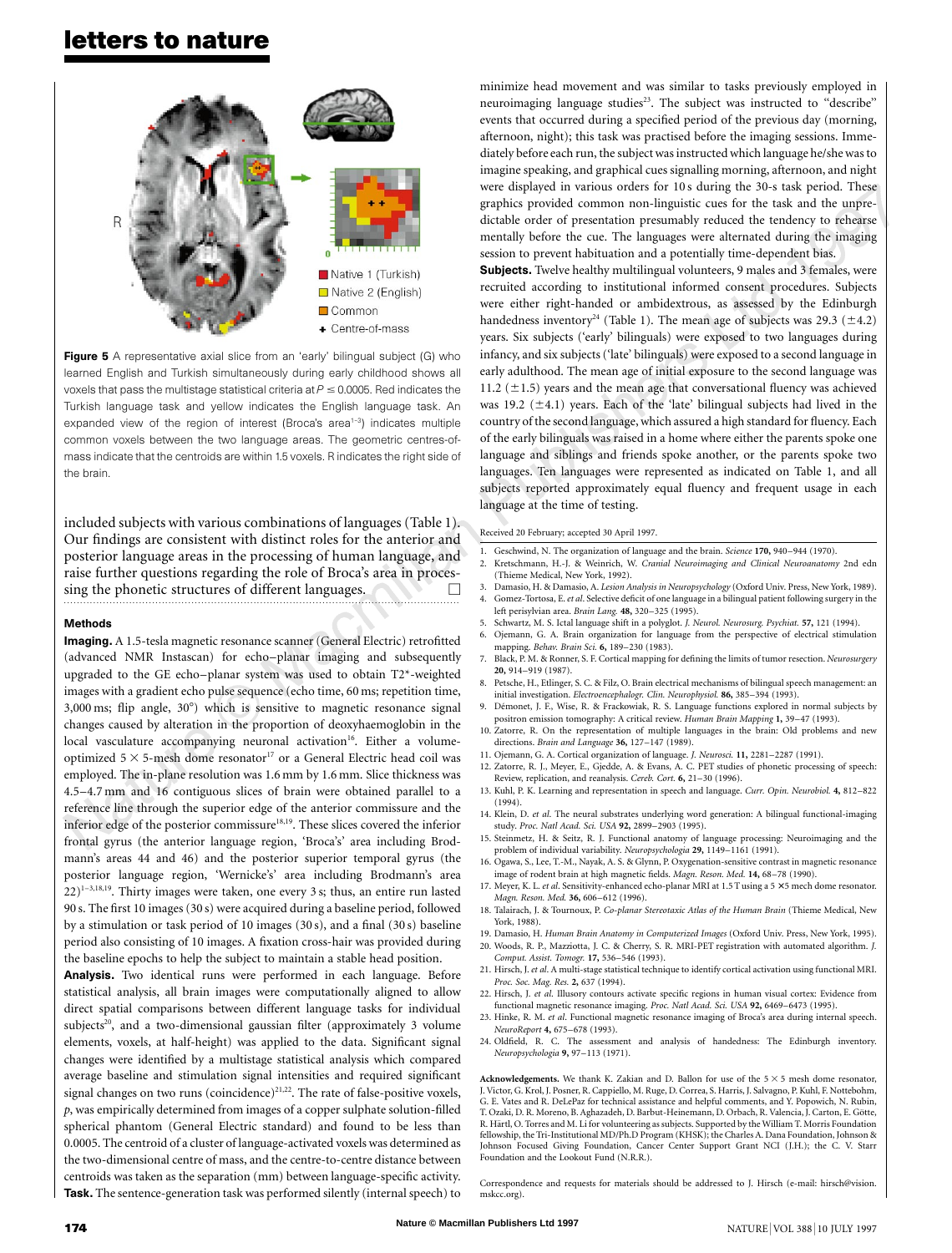R

Native 1 (Turkish)

Native 2 (English)

Common

+ Centre-of-mass

**Figure 5** A representative axial slice from an 'early' bilingual subject (G) who learned English and Turkish simultaneously during early childhood shows all voxels that pass the multistage statistical criteria at $P \leq 0.0005$. Red indicates the Turkish language task and yellow indicates the English language task. An expanded view of the region of interest (Broca's area[1–3]) indicates multiple common voxels between the two language areas. The geometric centres-of-mass indicate that the centroids are within 1.5 voxels. R indicates the right side of the brain.

included subjects with various combinations of languages (Table 1). Our findings are consistent with distinct roles for the anterior and posterior language areas in the processing of human language, and raise further questions regarding the role of Broca's area in processing the phonetic structures of different languages.

### Methods

**Imaging.** A 1.5-tesla magnetic resonance scanner (General Electric) retrofitted (advanced NMR Instascan) for echo–planar imaging and subsequently upgraded to the GE echo–planar system was used to obtain T2*-weighted images with a gradient echo pulse sequence (echo time, 60 ms; repetition time, 3,000 ms; flip angle, 30°) which is sensitive to magnetic resonance signal changes caused by alteration in the proportion of deoxyhaemoglobin in the local vasculature accompanying neuronal activation[16]. Either a volume-optimized $5 \times 5$-mesh dome resonator[17] or a General Electric head coil was employed. The in-plane resolution was 1.6 mm by 1.6 mm. Slice thickness was 4.5–4.7 mm and 16 contiguous slices of brain were obtained parallel to a reference line through the superior edge of the anterior commissure and the inferior edge of the posterior commissure[18,19]. These slices covered the inferior frontal gyrus (the anterior language region, 'Broca's' area including Brodmann's areas 44 and 46) and the posterior superior temporal gyrus (the posterior language region, 'Wernicke's' area including Brodmann's area 22)[1–3,18,19]. Thirty images were taken, one every 3 s; thus, an entire run lasted 90 s. The first 10 images (30 s) were acquired during a baseline period, followed by a stimulation or task period of 10 images (30 s), and a final (30 s) baseline period also consisting of 10 images. A fixation cross-hair was provided during the baseline epochs to help the subject to maintain a stable head position.

**Analysis.** Two identical runs were performed in each language. Before statistical analysis, all brain images were computationally aligned to allow direct spatial comparisons between different language tasks for individual subjects[20], and a two-dimensional gaussian filter (approximately 3 volume elements, voxels, at half-height) was applied to the data. Significant signal changes were identified by a multistage statistical analysis which compared average baseline and stimulation signal intensities and required significant signal changes on two runs (coincidence)[21,22]. The rate of false-positive voxels, $p$, was empirically determined from images of a copper sulphate solution-filled spherical phantom (General Electric standard) and found to be less than 0.0005. The centroid of a cluster of language-activated voxels was determined as the two-dimensional centre of mass, and the centre-to-centre distance between centroids was taken as the separation (mm) between language-specific activity.

**Task.** The sentence-generation task was performed silently (internal speech) to minimize head movement and was similar to tasks previously employed in neuroimaging language studies[23]. The subject was instructed to "describe" events that occurred during a specified period of the previous day (morning, afternoon, night); this task was practised before the imaging sessions. Immediately before each run, the subject was instructed which language he/she was to imagine speaking, and graphical cues signalling morning, afternoon, and night were displayed in various orders for 10 s during the 30-s task period. These graphics provided common non-linguistic cues for the task and the unpredictable order of presentation presumably reduced the tendency to rehearse mentally before the cue. The languages were alternated during the imaging session to prevent habituation and a potentially time-dependent bias.

**Subjects.** Twelve healthy multilingual volunteers, 9 males and 3 females, were recruited according to institutional informed consent procedures. Subjects were either right-handed or ambidextrous, as assessed by the Edinburgh handedness inventory[24] (Table 1). The mean age of subjects was 29.3 ($\pm$4.2) years. Six subjects ('early' bilinguals) were exposed to two languages during infancy, and six subjects ('late' bilinguals) were exposed to a second language in early adulthood. The mean age of initial exposure to the second language was 11.2 ($\pm$1.5) years and the mean age that conversational fluency was achieved was 19.2 ($\pm$4.1) years. Each of the 'late' bilingual subjects had lived in the country of the second language, which assured a high standard for fluency. Each of the early bilinguals was raised in a home where either the parents spoke one language and siblings and friends spoke another, or the parents spoke two languages. Ten languages were represented as indicated on Table 1, and all subjects reported approximately equal fluency and frequent usage in each language at the time of testing.

Received 20 February; accepted 30 April 1997.

1. Geschwind, N. The organization of language and the brain. *Science* **170,** 940–944 (1970).
2. Kretschmann, H.-J. & Weinrich, W. *Cranial Neuroimaging and Clinical Neuroanatomy* 2nd edn (Thieme Medical, New York, 1992).
3. Damasio, H. & Damasio, A. *Lesion Analysis in Neuropsychology* (Oxford Univ. Press, New York, 1989).
4. Gomez-Tortosa, E. *et al.* Selective deficit of one language in a bilingual patient following surgery in the left perisylvian area. *Brain Lang.* **48,** 320–325 (1995).
5. Schwartz, M. S. Ictal language shift in a polyglot. *J. Neurol. Neurosurg. Psychiat.* **57,** 121 (1994).
6. Ojemann, G. A. Brain organization for language from the perspective of electrical stimulation mapping. *Behav. Brain Sci.* **6,** 189–230 (1983).
7. Black, P. M. & Ronner, S. F. Cortical mapping for defining the limits of tumor resection. *Neurosurgery* **20,** 914–919 (1987).
8. Petsche, H., Etlinger, S. C. & Filz, O. Brain electrical mechanisms of bilingual speech management: an initial investigation. *Electroencephalogr. Clin. Neurophysiol.* **86,** 385–394 (1993).
9. Démonet, J. F., Wise, R. & Frackowiak, R. S. Language functions explored in normal subjects by positron emission tomography: A critical review. *Human Brain Mapping* **1,** 39–47 (1993).
10. Zatorre, R. On the representation of multiple languages in the brain: Old problems and new directions. *Brain and Language* **36,** 127–147 (1989).
11. Ojemann, G. A. Cortical organization of language. *J. Neurosci.* **11,** 2281–2287 (1991).
12. Zatorre, R. J., Meyer, E., Gjedde, A. & Evans, A. C. PET studies of phonetic processing of speech: Review, replication, and reanalysis. *Cereb. Cort.* **6,** 21–30 (1996).
13. Kuhl, P. K. Learning and representation in speech and language. *Curr. Opin. Neurobiol.* **4,** 812–822 (1994).
14. Klein, D. *et al.* The neural substrates underlying word generation: A bilingual functional-imaging study. *Proc. Natl Acad. Sci. USA* **92,** 2899–2903 (1995).
15. Steinmetz, H. & Seitz, R. J. Functional anatomy of language processing: Neuroimaging and the problem of individual variability. *Neuropsychologia* **29,** 1149–1161 (1991).
16. Ogawa, S., Lee, T.-M., Nayak, A. S. & Glynn, P. Oxygenation-sensitive contrast in magnetic resonance image of rodent brain at high magnetic fields. *Magn. Reson. Med.* **14,** 68–78 (1990).
17. Meyer, K. L. *et al.* Sensitivity-enhanced echo-planar MRI at 1.5 T using a $5 \times 5$ mech dome resonator. *Magn. Reson. Med.* **36,** 606–612 (1996).
18. Talairach, J. & Tournoux, P. *Co-planar Stereotaxic Atlas of the Human Brain* (Thieme Medical, New York, 1988).
19. Damasio, H. *Human Brain Anatomy in Computerized Images* (Oxford Univ. Press, New York, 1995).
20. Woods, R. P., Mazziotta, J. C. & Cherry, S. R. MRI-PET registration with automated algorithm. *J. Comput. Assist. Tomogr.* **17,** 536–546 (1993).
21. Hirsch, J. *et al.* A multi-stage statistical technique to identify cortical activation using functional MRI. *Proc. Soc. Mag. Res.* **2,** 637 (1994).
22. Hirsch, J. *et al.* Illusory contours activate specific regions in human visual cortex: Evidence from functional magnetic resonance imaging. *Proc. Natl Acad. Sci. USA* **92,** 6469–6473 (1995).
23. Hinke, R. M. *et al.* Functional magnetic resonance imaging of Broca's area during internal speech. *NeuroReport* **4,** 675–678 (1993).
24. Oldfield, R. C. The assessment and analysis of handedness: The Edinburgh inventory. *Neuropsychologia* **9,** 97–113 (1971).

**Acknowledgements.** We thank K. Zakian and D. Ballon for use of the $5 \times 5$ mesh dome resonator, J. Victor, G. Krol, J. Posner, R. Cappiello, M. Ruge, D. Correa, S. Harris, J. Salvagno, P. Kuhl, F. Nottebohm, G. E. Vates and R. DeLePaz for technical assistance and helpful comments, and Y. Popowich, N. Rubin, T. Ozaki, D. R. Moreno, B. Aghazadeh, D. Barbut-Heinemann, D. Orbach, R. Valencia, J. Carton, E. Götte, R. Härtl, O. Torres and M. Li for volunteering as subjects. Supported by the William T. Morris Foundation fellowship, the Tri-Institutional MD/Ph.D Program (KHSK); the Charles A. Dana Foundation, Johnson & Johnson Focused Giving Foundation, Cancer Center Support Grant NCI (J.H.); the C. V. Starr Foundation and the Lookout Fund (N.R.R.).

Correspondence and requests for materials should be addressed to J. Hirsch (e-mail: hirsch@vision.mskcc.org).